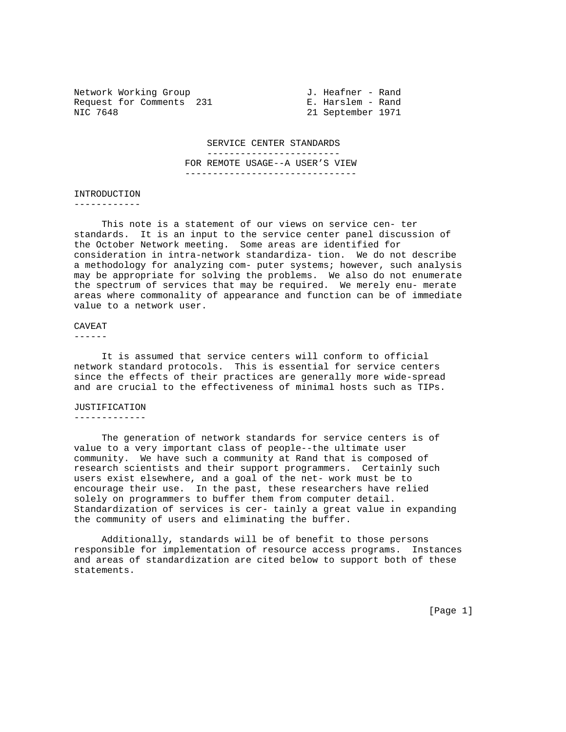Network Working Group J. Heafner - Rand
Request for Comments 231 E. Harslem - Rand
NIC 7648 21 September 1971

# SERVICE CENTER STANDARDS FOR REMOTE USAGE--A USER'S VIEW

## INTRODUCTION

This note is a statement of our views on service cen- ter standards. It is an input to the service center panel discussion of the October Network meeting. Some areas are identified for consideration in intra-network standardiza- tion. We do not describe a methodology for analyzing com- puter systems; however, such analysis may be appropriate for solving the problems. We also do not enumerate the spectrum of services that may be required. We merely enu- merate areas where commonality of appearance and function can be of immediate value to a network user.

## CAVEAT

It is assumed that service centers will conform to official network standard protocols. This is essential for service centers since the effects of their practices are generally more wide-spread and are crucial to the effectiveness of minimal hosts such as TIPs.

## JUSTIFICATION

The generation of network standards for service centers is of value to a very important class of people--the ultimate user community. We have such a community at Rand that is composed of research scientists and their support programmers. Certainly such users exist elsewhere, and a goal of the net- work must be to encourage their use. In the past, these researchers have relied solely on programmers to buffer them from computer detail. Standardization of services is cer- tainly a great value in expanding the community of users and eliminating the buffer.

Additionally, standards will be of benefit to those persons responsible for implementation of resource access programs. Instances and areas of standardization are cited below to support both of these statements.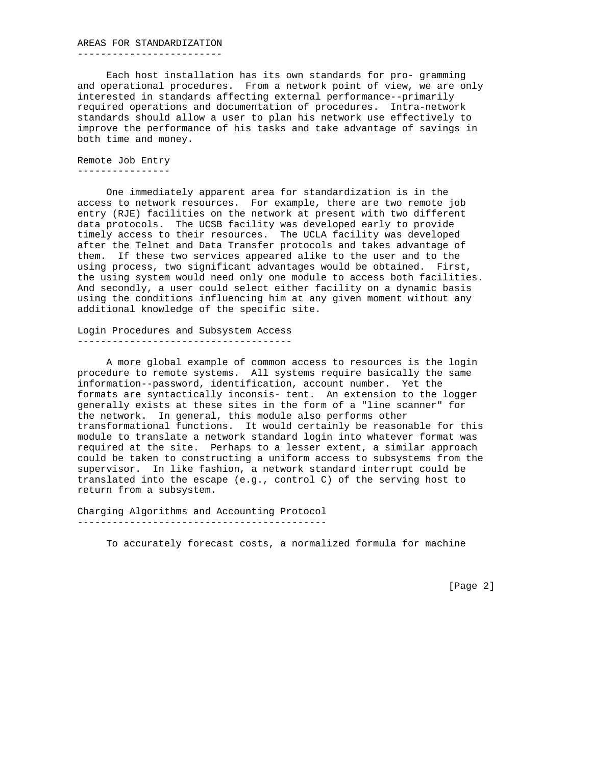## AREAS FOR STANDARDIZATION

Each host installation has its own standards for pro- gramming and operational procedures. From a network point of view, we are only interested in standards affecting external performance--primarily required operations and documentation of procedures. Intra-network standards should allow a user to plan his network use effectively to improve the performance of his tasks and take advantage of savings in both time and money.

### Remote Job Entry

One immediately apparent area for standardization is in the access to network resources. For example, there are two remote job entry (RJE) facilities on the network at present with two different data protocols. The UCSB facility was developed early to provide timely access to their resources. The UCLA facility was developed after the Telnet and Data Transfer protocols and takes advantage of them. If these two services appeared alike to the user and to the using process, two significant advantages would be obtained. First, the using system would need only one module to access both facilities. And secondly, a user could select either facility on a dynamic basis using the conditions influencing him at any given moment without any additional knowledge of the specific site.

### Login Procedures and Subsystem Access

A more global example of common access to resources is the login procedure to remote systems. All systems require basically the same information--password, identification, account number. Yet the formats are syntactically inconsis- tent. An extension to the logger generally exists at these sites in the form of a "line scanner" for the network. In general, this module also performs other transformational functions. It would certainly be reasonable for this module to translate a network standard login into whatever format was required at the site. Perhaps to a lesser extent, a similar approach could be taken to constructing a uniform access to subsystems from the supervisor. In like fashion, a network standard interrupt could be translated into the escape (e.g., control C) of the serving host to return from a subsystem.

### Charging Algorithms and Accounting Protocol

To accurately forecast costs, a normalized formula for machine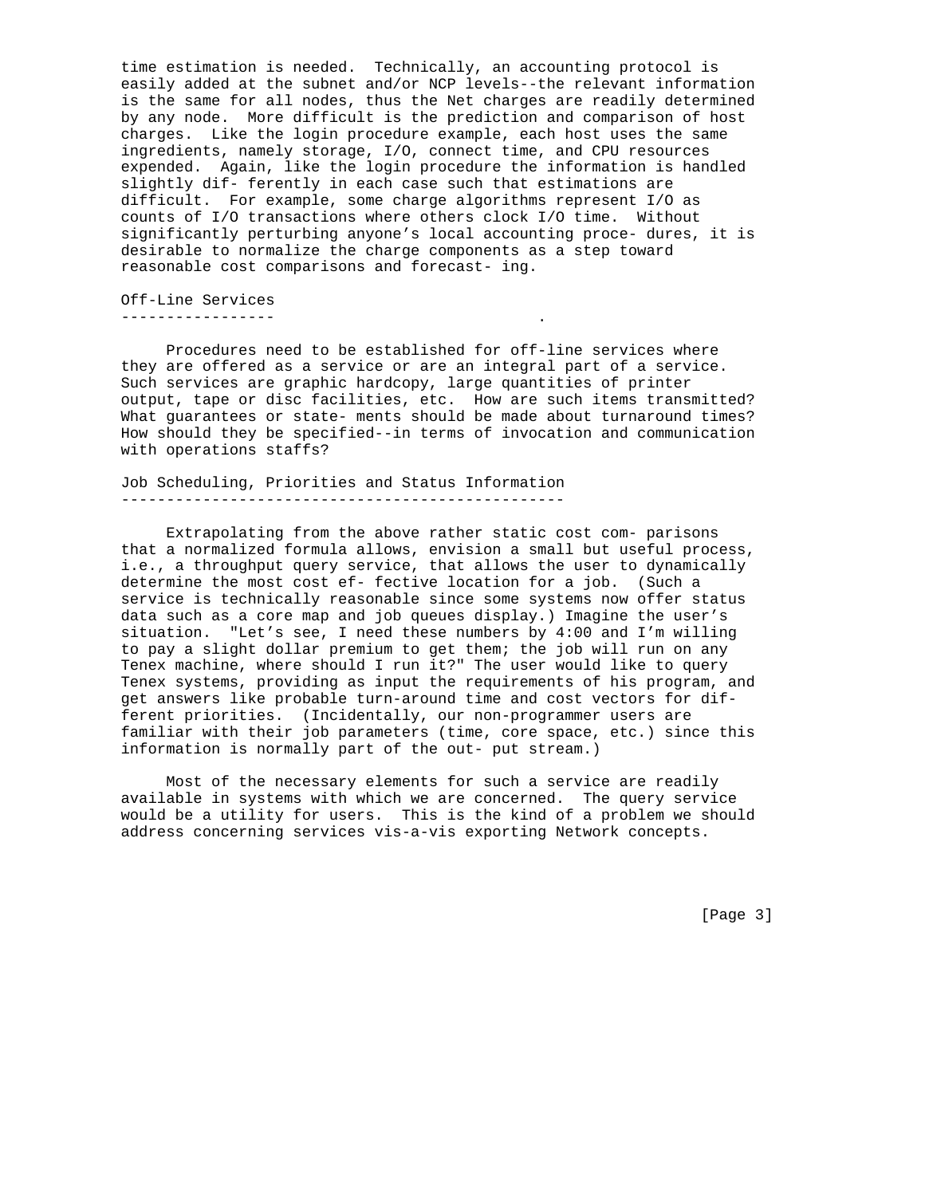time estimation is needed. Technically, an accounting protocol is easily added at the subnet and/or NCP levels--the relevant information is the same for all nodes, thus the Net charges are readily determined by any node. More difficult is the prediction and comparison of host charges. Like the login procedure example, each host uses the same ingredients, namely storage, I/O, connect time, and CPU resources expended. Again, like the login procedure the information is handled slightly dif- ferently in each case such that estimations are difficult. For example, some charge algorithms represent I/O as counts of I/O transactions where others clock I/O time. Without significantly perturbing anyone's local accounting proce- dures, it is desirable to normalize the charge components as a step toward reasonable cost comparisons and forecast- ing.

## Off-Line Services

Procedures need to be established for off-line services where they are offered as a service or are an integral part of a service. Such services are graphic hardcopy, large quantities of printer output, tape or disc facilities, etc. How are such items transmitted? What guarantees or state- ments should be made about turnaround times? How should they be specified--in terms of invocation and communication with operations staffs?

## Job Scheduling, Priorities and Status Information

Extrapolating from the above rather static cost com- parisons that a normalized formula allows, envision a small but useful process, i.e., a throughput query service, that allows the user to dynamically determine the most cost ef- fective location for a job. (Such a service is technically reasonable since some systems now offer status data such as a core map and job queues display.) Imagine the user's situation. "Let's see, I need these numbers by 4:00 and I'm willing to pay a slight dollar premium to get them; the job will run on any Tenex machine, where should I run it?" The user would like to query Tenex systems, providing as input the requirements of his program, and get answers like probable turn-around time and cost vectors for dif- ferent priorities. (Incidentally, our non-programmer users are familiar with their job parameters (time, core space, etc.) since this information is normally part of the out- put stream.)

Most of the necessary elements for such a service are readily available in systems with which we are concerned. The query service would be a utility for users. This is the kind of a problem we should address concerning services vis-a-vis exporting Network concepts.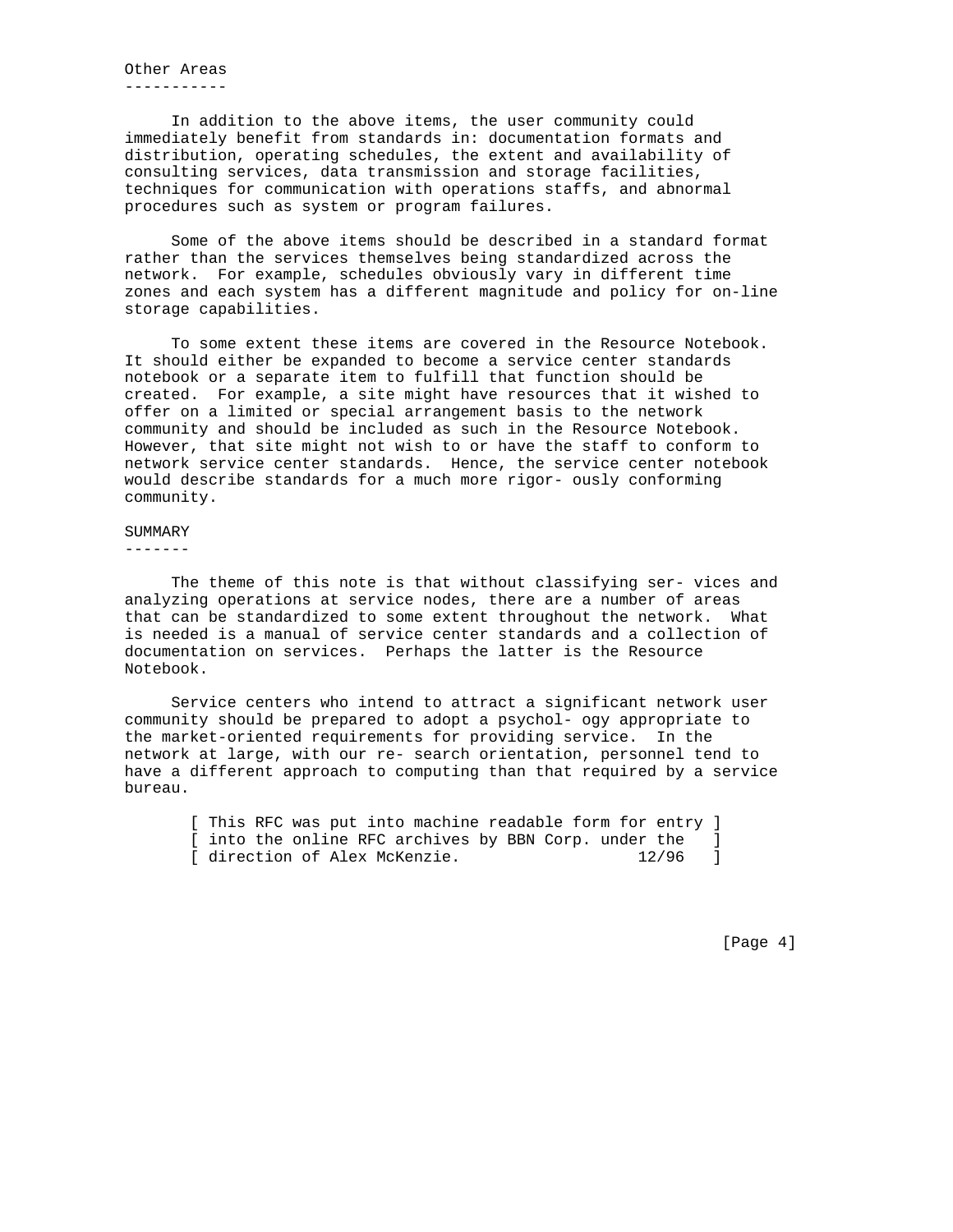## Other Areas

In addition to the above items, the user community could immediately benefit from standards in: documentation formats and distribution, operating schedules, the extent and availability of consulting services, data transmission and storage facilities, techniques for communication with operations staffs, and abnormal procedures such as system or program failures.

Some of the above items should be described in a standard format rather than the services themselves being standardized across the network. For example, schedules obviously vary in different time zones and each system has a different magnitude and policy for on-line storage capabilities.

To some extent these items are covered in the Resource Notebook. It should either be expanded to become a service center standards notebook or a separate item to fulfill that function should be created. For example, a site might have resources that it wished to offer on a limited or special arrangement basis to the network community and should be included as such in the Resource Notebook. However, that site might not wish to or have the staff to conform to network service center standards. Hence, the service center notebook would describe standards for a much more rigor- ously conforming community.

## SUMMARY

The theme of this note is that without classifying ser- vices and analyzing operations at service nodes, there are a number of areas that can be standardized to some extent throughout the network. What is needed is a manual of service center standards and a collection of documentation on services. Perhaps the latter is the Resource Notebook.

Service centers who intend to attract a significant network user community should be prepared to adopt a psychol- ogy appropriate to the market-oriented requirements for providing service. In the network at large, with our re- search orientation, personnel tend to have a different approach to computing than that required by a service bureau.

```
[ This RFC was put into machine readable form for entry ]
[ into the online RFC archives by BBN Corp. under the   ]
[ direction of Alex McKenzie.                   12/96   ]
```